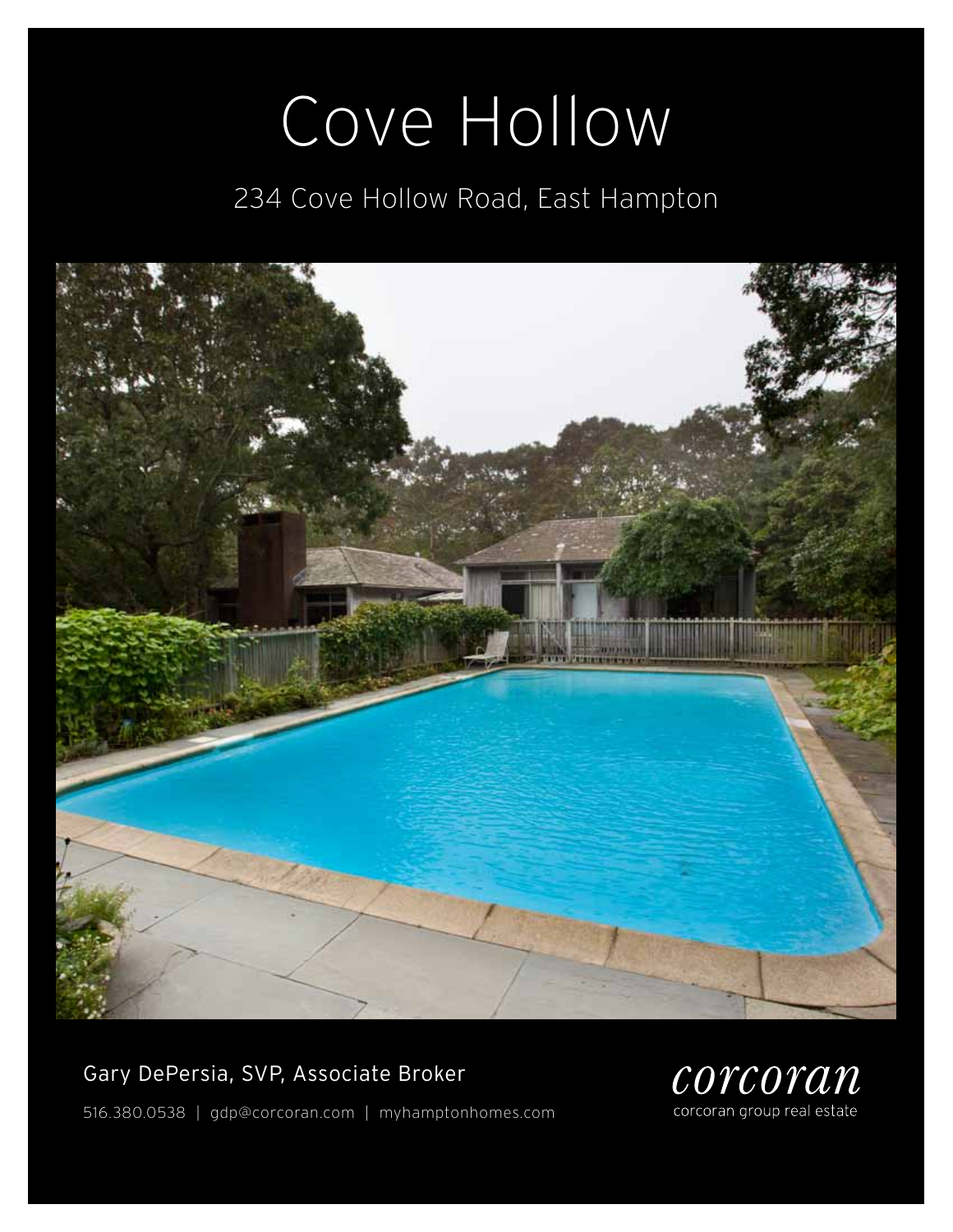# Cove Hollow

234 Cove Hollow Road, East Hampton

Gary DePersia, SVP, Associate Broker

516.380.0538 | gdp@corcoran.com | myhamptonhomes.com

corcoran

corcoran group real estate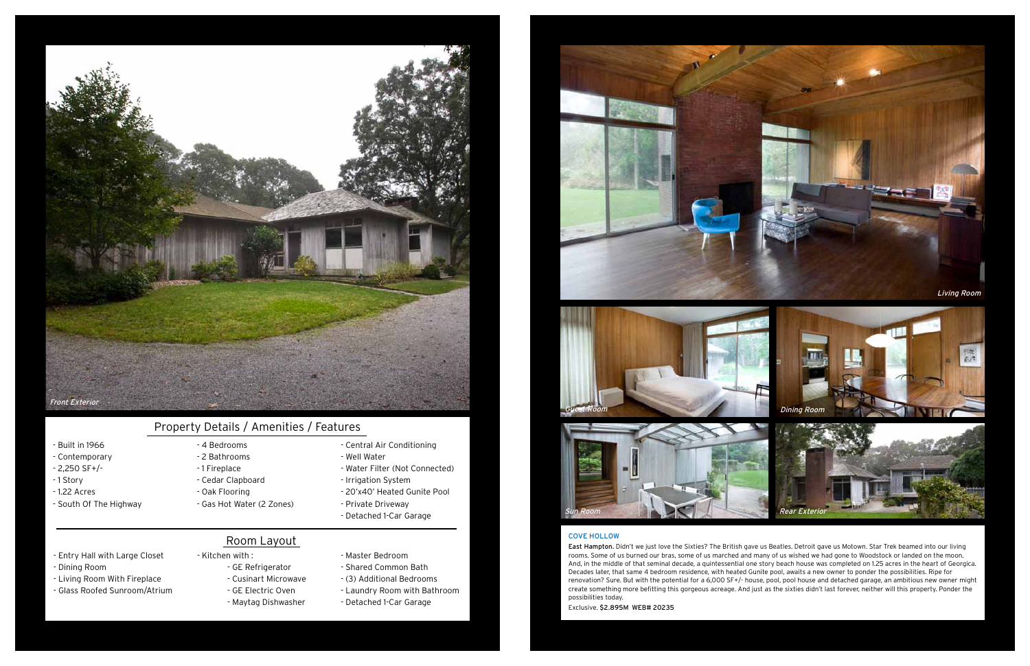Front Exterior

## Property Details / Amenities / Features

- Built in 1966
- Contemporary
- 2,250 SF+/-
- 1 Story
- 1.22 Acres
- South Of The Highway
- 4 Bedrooms
- 2 Bathrooms
- 1 Fireplace
- Cedar Clapboard
- Oak Flooring
- Gas Hot Water (2 Zones)
- Central Air Conditioning
- Well Water
- Water Filter (Not Connected)
- Irrigation System
- 20'x40' Heated Gunite Pool
- Private Driveway
- Detached 1-Car Garage

## Room Layout

- Entry Hall with Large Closet
- Dining Room
- Living Room With Fireplace
- Glass Roofed Sunroom/Atrium
- Kitchen with :
  - GE Refrigerator
  - Cusinart Microwave
  - GE Electric Oven
  - Maytag Dishwasher
- Master Bedroom
- Shared Common Bath
- (3) Additional Bedrooms
- Laundry Room with Bathroom
- Detached 1-Car Garage

Living Room

Guest Room

Dining Room

Sun Room

Rear Exterior

### COVE HOLLOW

**East Hampton.** Didn't we just love the Sixties? The British gave us Beatles. Detroit gave us Motown. Star Trek beamed into our living rooms. Some of us burned our bras, some of us marched and many of us wished we had gone to Woodstock or landed on the moon. And, in the middle of that seminal decade, a quintessential one story beach house was completed on 1.25 acres in the heart of Georgica. Decades later, that same 4 bedroom residence, with heated Gunite pool, awaits a new owner to ponder the possibilities. Ripe for renovation? Sure. But with the potential for a 6,000 SF+/- house, pool, pool house and detached garage, an ambitious new owner might create something more befitting this gorgeous acreage. And just as the sixties didn't last forever, neither will this property. Ponder the possibilities today.

Exclusive. **$2.895M WEB# 20235**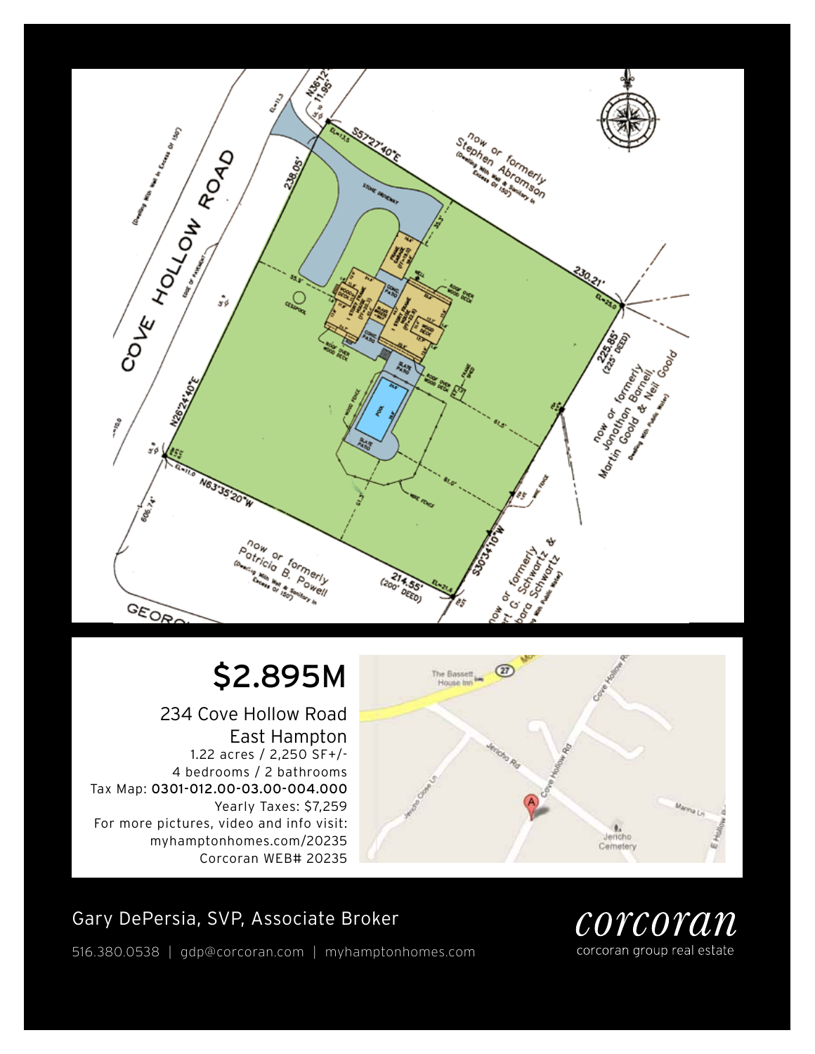# $2.895M

234 Cove Hollow Road
East Hampton
1.22 acres / 2,250 SF+/-
4 bedrooms / 2 bathrooms
Tax Map: **0301-012.00-03.00-004.000**
Yearly Taxes: $7,259
For more pictures, video and info visit:
myhamptonhomes.com/20235
Corcoran WEB# 20235

Gary DePersia, SVP, Associate Broker

516.380.0538 | gdp@corcoran.com | myhamptonhomes.com

corcoran
corcoran group real estate